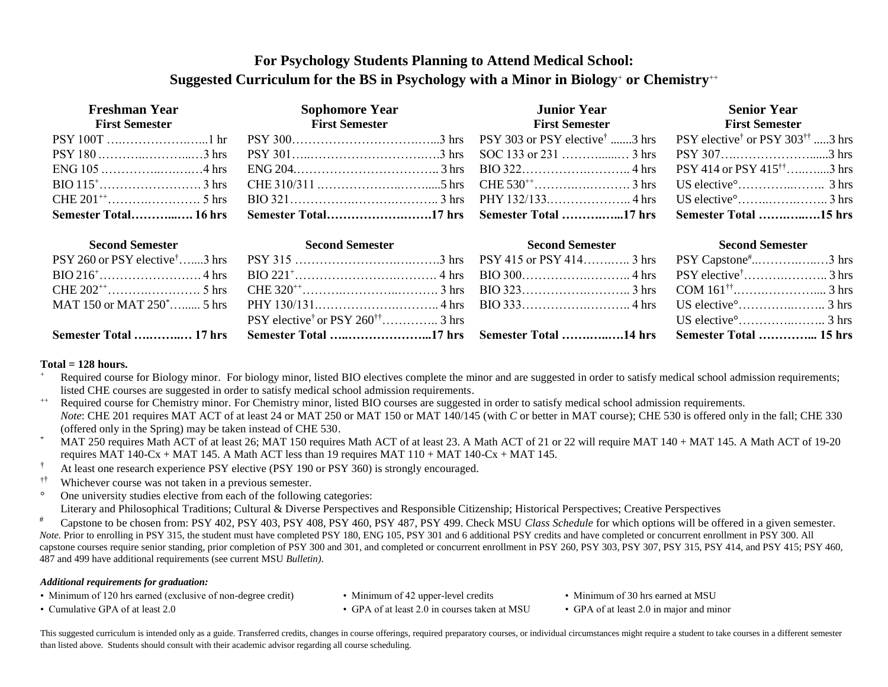# For Psychology Students Planning to Attend Medical School:
## Suggested Curriculum for the BS in Psychology with a Minor in Biology[+] or Chemistry[++]

| Freshman Year | | Sophomore Year | | Junior Year | | Senior Year | |
|---|---|---|---|---|---|---|---|
| **First Semester** | | **First Semester** | | **First Semester** | | **First Semester** | |
| PSY 100T | 1 hr | PSY 300 | 3 hrs | PSY 303 or PSY elective[†] | 3 hrs | PSY elective[†] or PSY 303[††] | 3 hrs |
| PSY 180 | 3 hrs | PSY 301 | 3 hrs | SOC 133 or 231 | 3 hrs | PSY 307 | 3 hrs |
| ENG 105 | 4 hrs | ENG 204 | 3 hrs | BIO 322 | 4 hrs | PSY 414 or PSY 415[††] | 3 hrs |
| BIO 115[+] | 3 hrs | CHE 310/311 | 5 hrs | CHE 530[++] | 3 hrs | US elective° | 3 hrs |
| CHE 201[++] | 5 hrs | BIO 321 | 3 hrs | PHY 132/133 | 4 hrs | US elective° | 3 hrs |
| **Semester Total** | **16 hrs** | **Semester Total** | **17 hrs** | **Semester Total** | **17 hrs** | **Semester Total** | **15 hrs** |
| **Second Semester** | | **Second Semester** | | **Second Semester** | | **Second Semester** | |
| PSY 260 or PSY elective[†] | 3 hrs | PSY 315 | 3 hrs | PSY 415 or PSY 414 | 3 hrs | PSY Capstone[#] | 3 hrs |
| BIO 216[+] | 4 hrs | BIO 221[+] | 4 hrs | BIO 300 | 4 hrs | PSY elective[†] | 3 hrs |
| CHE 202[++] | 5 hrs | CHE 320[++] | 3 hrs | BIO 323 | 3 hrs | COM 161[††] | 3 hrs |
| MAT 150 or MAT 250[*] | 5 hrs | PHY 130/131 | 4 hrs | BIO 333 | 4 hrs | US elective° | 3 hrs |
| | | PSY elective[†] or PSY 260[††] | 3 hrs | | | US elective° | 3 hrs |
| **Semester Total** | **17 hrs** | **Semester Total** | **17 hrs** | **Semester Total** | **14 hrs** | **Semester Total** | **15 hrs** |

**Total = 128 hours.**

[+] Required course for Biology minor. For biology minor, listed BIO electives complete the minor and are suggested in order to satisfy medical school admission requirements; listed CHE courses are suggested in order to satisfy medical school admission requirements.

[++] Required course for Chemistry minor. For Chemistry minor, listed BIO courses are suggested in order to satisfy medical school admission requirements. *Note*: CHE 201 requires MAT ACT of at least 24 or MAT 250 or MAT 150 or MAT 140/145 (with *C* or better in MAT course); CHE 530 is offered only in the fall; CHE 330 (offered only in the Spring) may be taken instead of CHE 530.

[*] MAT 250 requires Math ACT of at least 26; MAT 150 requires Math ACT of at least 23. A Math ACT of 21 or 22 will require MAT 140 + MAT 145. A Math ACT of 19-20 requires MAT 140-Cx + MAT 145. A Math ACT less than 19 requires MAT 110 + MAT 140-Cx + MAT 145.

[†] At least one research experience PSY elective (PSY 190 or PSY 360) is strongly encouraged.

[††] Whichever course was not taken in a previous semester.

° One university studies elective from each of the following categories: Literary and Philosophical Traditions; Cultural & Diverse Perspectives and Responsible Citizenship; Historical Perspectives; Creative Perspectives

[#] Capstone to be chosen from: PSY 402, PSY 403, PSY 408, PSY 460, PSY 487, PSY 499. Check MSU *Class Schedule* for which options will be offered in a given semester.

*Note.* Prior to enrolling in PSY 315, the student must have completed PSY 180, ENG 105, PSY 301 and 6 additional PSY credits and have completed or concurrent enrollment in PSY 300. All capstone courses require senior standing, prior completion of PSY 300 and 301, and completed or concurrent enrollment in PSY 260, PSY 303, PSY 307, PSY 315, PSY 414, and PSY 415; PSY 460, 487 and 499 have additional requirements (see current MSU *Bulletin)*.

***Additional requirements for graduation:***

- Minimum of 120 hrs earned (exclusive of non-degree credit)
- Minimum of 42 upper-level credits
- Minimum of 30 hrs earned at MSU
- Cumulative GPA of at least 2.0
- GPA of at least 2.0 in courses taken at MSU
- GPA of at least 2.0 in major and minor

This suggested curriculum is intended only as a guide. Transferred credits, changes in course offerings, required preparatory courses, or individual circumstances might require a student to take courses in a different semester than listed above. Students should consult with their academic advisor regarding all course scheduling.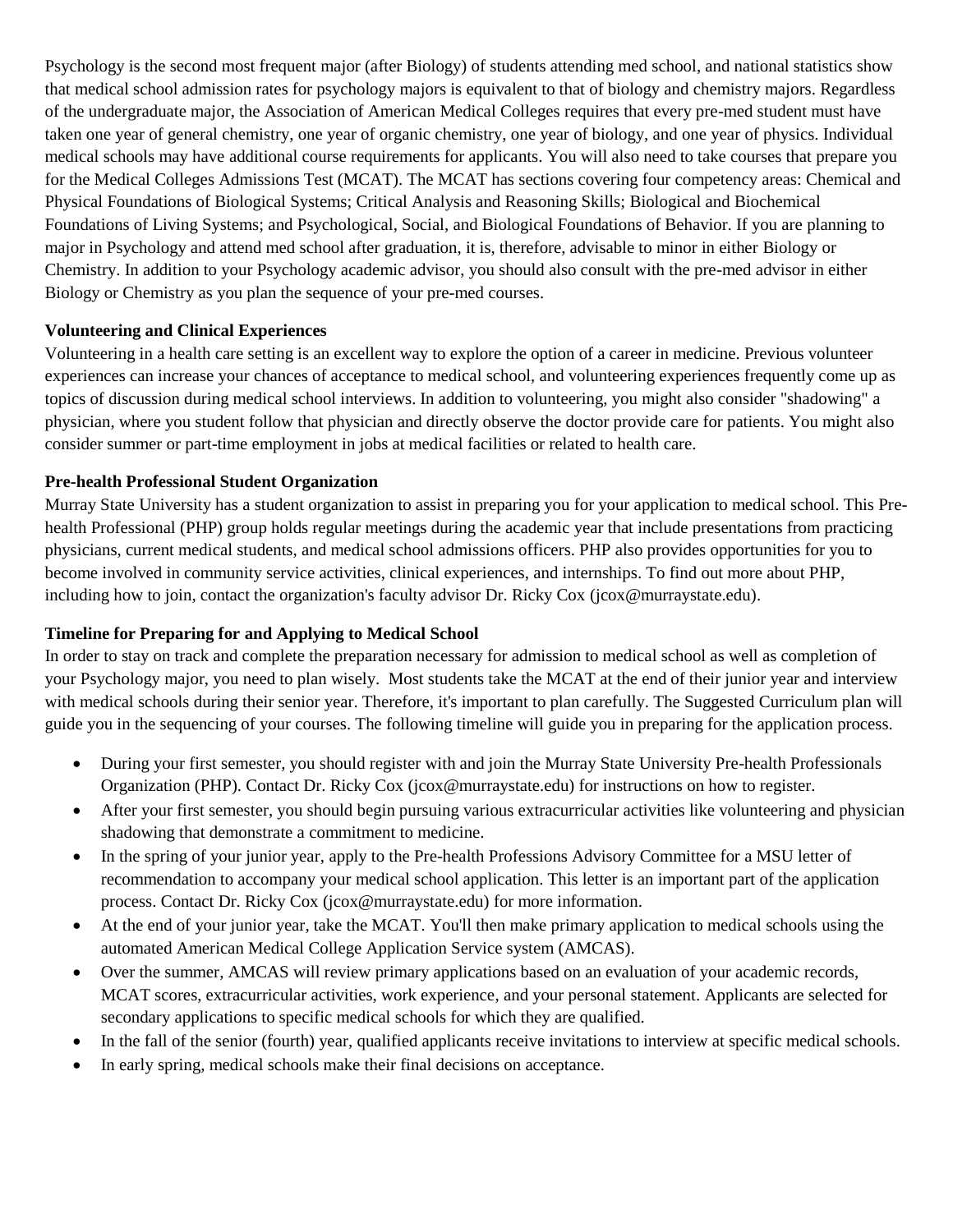Psychology is the second most frequent major (after Biology) of students attending med school, and national statistics show that medical school admission rates for psychology majors is equivalent to that of biology and chemistry majors. Regardless of the undergraduate major, the Association of American Medical Colleges requires that every pre-med student must have taken one year of general chemistry, one year of organic chemistry, one year of biology, and one year of physics. Individual medical schools may have additional course requirements for applicants. You will also need to take courses that prepare you for the Medical Colleges Admissions Test (MCAT). The MCAT has sections covering four competency areas: Chemical and Physical Foundations of Biological Systems; Critical Analysis and Reasoning Skills; Biological and Biochemical Foundations of Living Systems; and Psychological, Social, and Biological Foundations of Behavior. If you are planning to major in Psychology and attend med school after graduation, it is, therefore, advisable to minor in either Biology or Chemistry. In addition to your Psychology academic advisor, you should also consult with the pre-med advisor in either Biology or Chemistry as you plan the sequence of your pre-med courses.

**Volunteering and Clinical Experiences**

Volunteering in a health care setting is an excellent way to explore the option of a career in medicine. Previous volunteer experiences can increase your chances of acceptance to medical school, and volunteering experiences frequently come up as topics of discussion during medical school interviews. In addition to volunteering, you might also consider "shadowing" a physician, where you student follow that physician and directly observe the doctor provide care for patients. You might also consider summer or part-time employment in jobs at medical facilities or related to health care.

**Pre-health Professional Student Organization**

Murray State University has a student organization to assist in preparing you for your application to medical school. This Pre-health Professional (PHP) group holds regular meetings during the academic year that include presentations from practicing physicians, current medical students, and medical school admissions officers. PHP also provides opportunities for you to become involved in community service activities, clinical experiences, and internships. To find out more about PHP, including how to join, contact the organization's faculty advisor Dr. Ricky Cox (jcox@murraystate.edu).

**Timeline for Preparing for and Applying to Medical School**

In order to stay on track and complete the preparation necessary for admission to medical school as well as completion of your Psychology major, you need to plan wisely. Most students take the MCAT at the end of their junior year and interview with medical schools during their senior year. Therefore, it's important to plan carefully. The Suggested Curriculum plan will guide you in the sequencing of your courses. The following timeline will guide you in preparing for the application process.

- During your first semester, you should register with and join the Murray State University Pre-health Professionals Organization (PHP). Contact Dr. Ricky Cox (jcox@murraystate.edu) for instructions on how to register.
- After your first semester, you should begin pursuing various extracurricular activities like volunteering and physician shadowing that demonstrate a commitment to medicine.
- In the spring of your junior year, apply to the Pre-health Professions Advisory Committee for a MSU letter of recommendation to accompany your medical school application. This letter is an important part of the application process. Contact Dr. Ricky Cox (jcox@murraystate.edu) for more information.
- At the end of your junior year, take the MCAT. You'll then make primary application to medical schools using the automated American Medical College Application Service system (AMCAS).
- Over the summer, AMCAS will review primary applications based on an evaluation of your academic records, MCAT scores, extracurricular activities, work experience, and your personal statement. Applicants are selected for secondary applications to specific medical schools for which they are qualified.
- In the fall of the senior (fourth) year, qualified applicants receive invitations to interview at specific medical schools.
- In early spring, medical schools make their final decisions on acceptance.